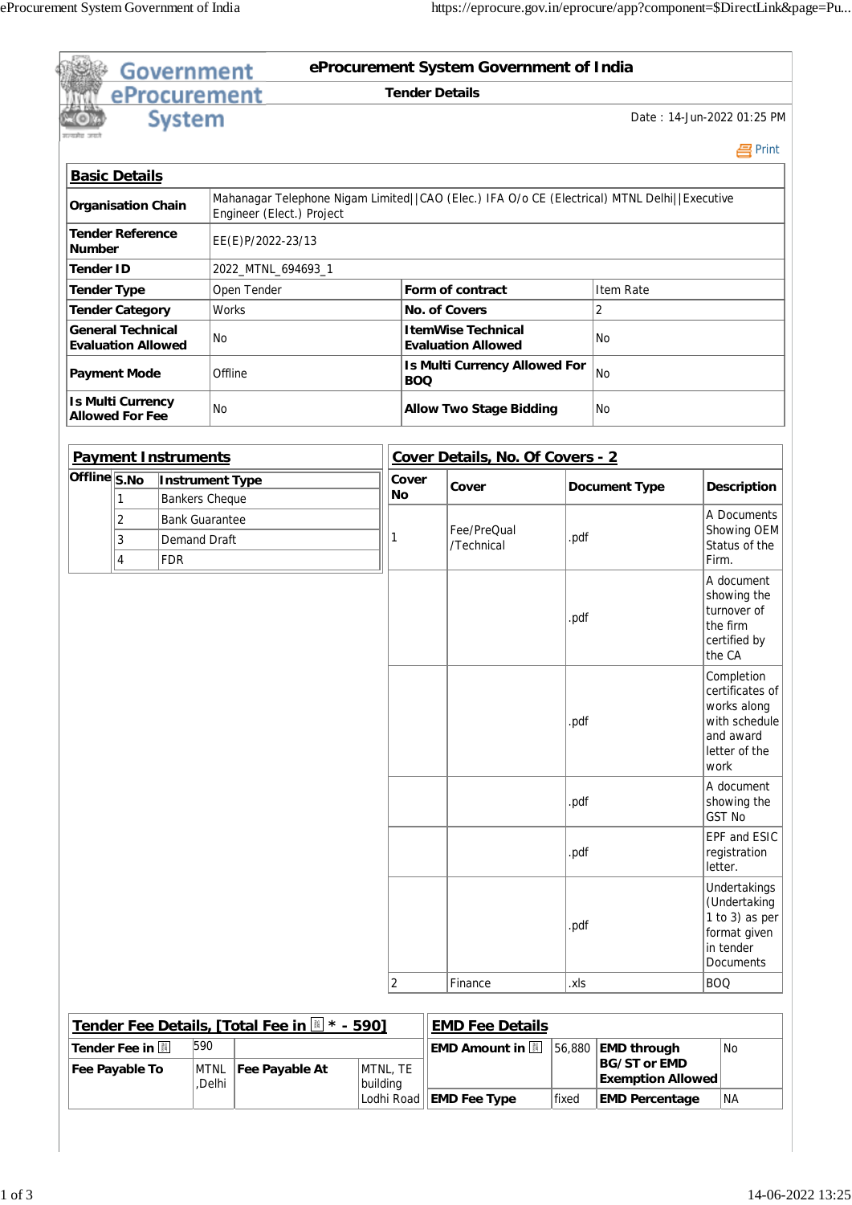# eProcurement System Government of India

## Tender Details

Date : 14-Jun-2022 01:25 PM

Print

### Basic Details

| | | | |
|---|---|---|---|
| **Organisation Chain** | Mahanagar Telephone Nigam Limited\|\|CAO (Elec.) IFA O/o CE (Electrical) MTNL Delhi\|\|Executive Engineer (Elect.) Project | | |
| **Tender Reference Number** | EE(E)P/2022-23/13 | | |
| **Tender ID** | 2022_MTNL_694693_1 | | |
| **Tender Type** | Open Tender | **Form of contract** | Item Rate |
| **Tender Category** | Works | **No. of Covers** | 2 |
| **General Technical Evaluation Allowed** | No | **ItemWise Technical Evaluation Allowed** | No |
| **Payment Mode** | Offline | **Is Multi Currency Allowed For BOQ** | No |
| **Is Multi Currency Allowed For Fee** | No | **Allow Two Stage Bidding** | No |

### Payment Instruments

| Offline | S.No | Instrument Type |
|---|---|---|
| | 1 | Bankers Cheque |
| | 2 | Bank Guarantee |
| | 3 | Demand Draft |
| | 4 | FDR |

### Cover Details, No. Of Covers - 2

| Cover No | Cover | Document Type | Description |
|---|---|---|---|
| 1 | Fee/PreQual /Technical | .pdf | A Documents Showing OEM Status of the Firm. |
| | | .pdf | A document showing the turnover of the firm certified by the CA |
| | | .pdf | Completion certificates of works along with schedule and award letter of the work |
| | | .pdf | A document showing the GST No |
| | | .pdf | EPF and ESIC registration letter. |
| | | .pdf | Undertakings (Undertaking 1 to 3) as per format given in tender Documents |
| 2 | Finance | .xls | BOQ |

### Tender Fee Details, [Total Fee in ₹ * - 590]

| | | | |
|---|---|---|---|
| **Tender Fee in ₹** | 590 | | |
| **Fee Payable To** | MTNL ,Delhi | **Fee Payable At** | MTNL, TE building Lodhi Road |

### EMD Fee Details

| | | | |
|---|---|---|---|
| **EMD Amount in ₹** | 56,880 | **EMD through BG/ST or EMD Exemption Allowed** | No |
| **EMD Fee Type** | fixed | **EMD Percentage** | NA |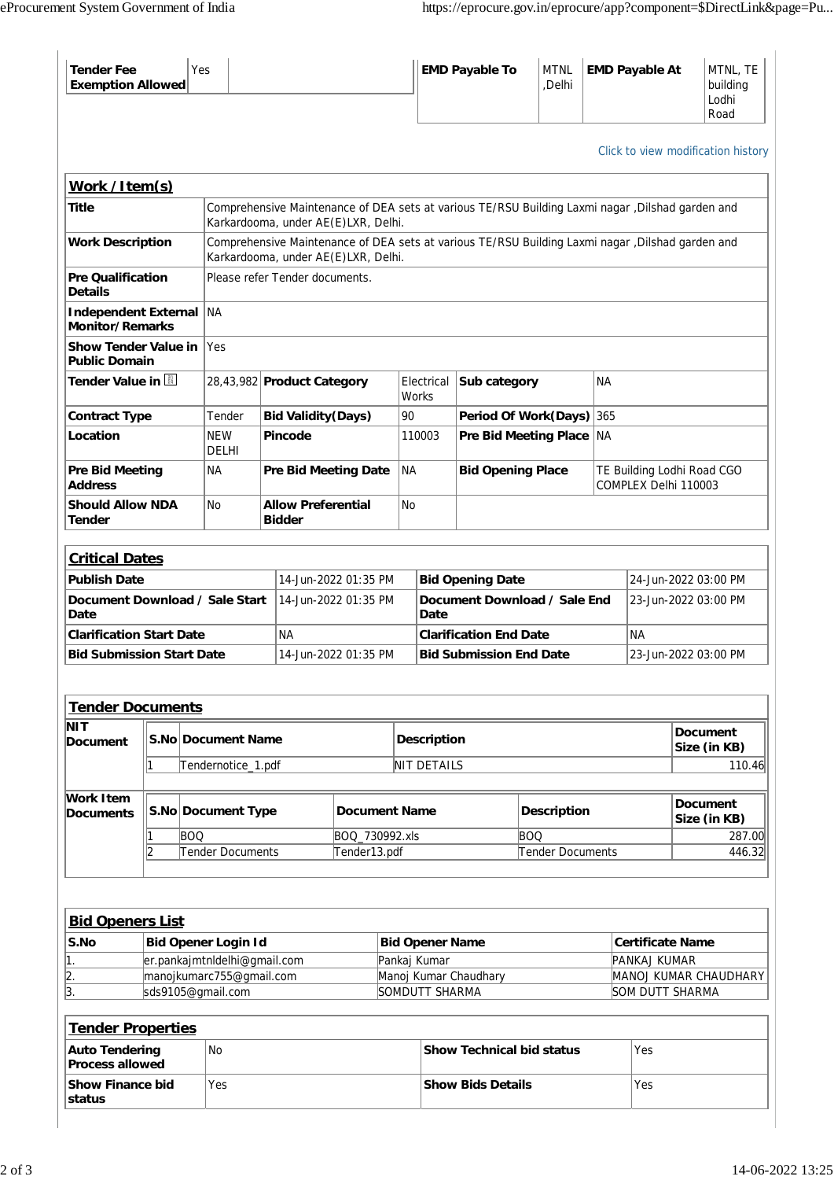| Tender Fee Exemption Allowed | Yes | |
|---|---|---|

| EMD Payable To | MTNL ,Delhi | EMD Payable At | MTNL, TE building Lodhi Road |
|---|---|---|---|

Click to view modification history

## Work /Item(s)

| | | | | | |
|---|---|---|---|---|---|
| **Title** | Comprehensive Maintenance of DEA sets at various TE/RSU Building Laxmi nagar ,Dilshad garden and Karkardooma, under AE(E)LXR, Delhi. | | | | |
| **Work Description** | Comprehensive Maintenance of DEA sets at various TE/RSU Building Laxmi nagar ,Dilshad garden and Karkardooma, under AE(E)LXR, Delhi. | | | | |
| **Pre Qualification Details** | Please refer Tender documents. | | | | |
| **Independent External Monitor/Remarks** | NA | | | | |
| **Show Tender Value in Public Domain** | Yes | | | | |
| **Tender Value in ₹** | 28,43,982 | **Product Category** | Electrical Works | **Sub category** | NA |
| **Contract Type** | Tender | **Bid Validity(Days)** | 90 | **Period Of Work(Days)** | 365 |
| **Location** | NEW DELHI | **Pincode** | 110003 | **Pre Bid Meeting Place** | NA |
| **Pre Bid Meeting Address** | NA | **Pre Bid Meeting Date** | NA | **Bid Opening Place** | TE Building Lodhi Road CGO COMPLEX Delhi 110003 |
| **Should Allow NDA Tender** | No | **Allow Preferential Bidder** | No | | |

## Critical Dates

| | | | |
|---|---|---|---|
| **Publish Date** | 14-Jun-2022 01:35 PM | **Bid Opening Date** | 24-Jun-2022 03:00 PM |
| **Document Download / Sale Start Date** | 14-Jun-2022 01:35 PM | **Document Download / Sale End Date** | 23-Jun-2022 03:00 PM |
| **Clarification Start Date** | NA | **Clarification End Date** | NA |
| **Bid Submission Start Date** | 14-Jun-2022 01:35 PM | **Bid Submission End Date** | 23-Jun-2022 03:00 PM |

## Tender Documents

**NIT Document**

| S.No | Document Name | Description | Document Size (in KB) |
|---|---|---|---|
| 1 | Tendernotice_1.pdf | NIT DETAILS | 110.46 |

**Work Item Documents**

| S.No | Document Type | Document Name | Description | Document Size (in KB) |
|---|---|---|---|---|
| 1 | BOQ | BOQ_730992.xls | BOQ | 287.00 |
| 2 | Tender Documents | Tender13.pdf | Tender Documents | 446.32 |

## Bid Openers List

| S.No | Bid Opener Login Id | Bid Opener Name | Certificate Name |
|---|---|---|---|
| 1. | er.pankajmtnldelhi@gmail.com | Pankaj Kumar | PANKAJ KUMAR |
| 2. | manojkumarc755@gmail.com | Manoj Kumar Chaudhary | MANOJ KUMAR CHAUDHARY |
| 3. | sds9105@gmail.com | SOMDUTT SHARMA | SOM DUTT SHARMA |

## Tender Properties

| | | | |
|---|---|---|---|
| **Auto Tendering Process allowed** | No | **Show Technical bid status** | Yes |
| **Show Finance bid status** | Yes | **Show Bids Details** | Yes |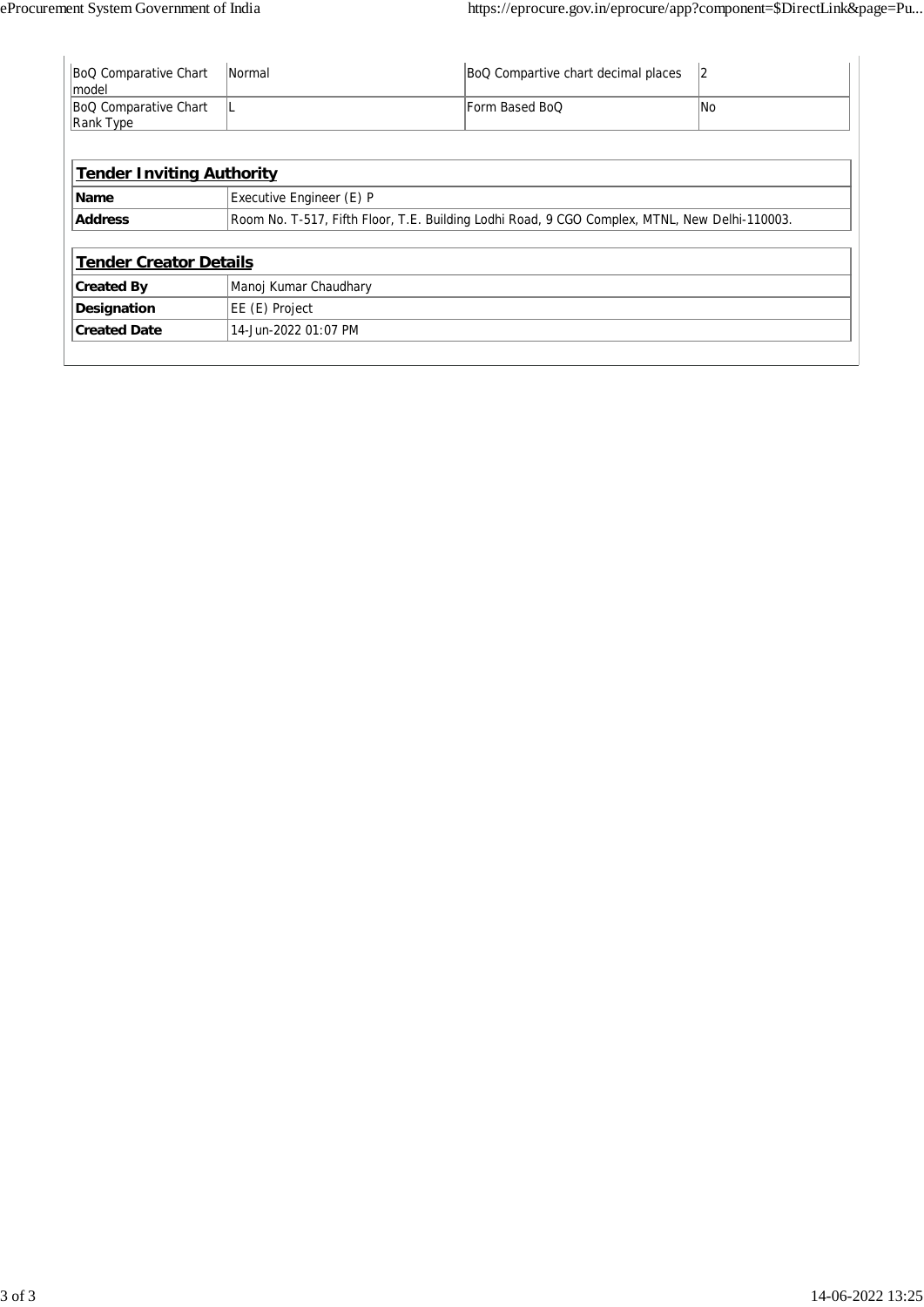| | | | |
|---|---|---|---|
| BoQ Comparative Chart model | Normal | BoQ Compartive chart decimal places | 2 |
| BoQ Comparative Chart Rank Type | L | Form Based BoQ | No |

**Tender Inviting Authority**

| | |
|---|---|
| **Name** | Executive Engineer (E) P |
| **Address** | Room No. T-517, Fifth Floor, T.E. Building Lodhi Road, 9 CGO Complex, MTNL, New Delhi-110003. |

**Tender Creator Details**

| | |
|---|---|
| **Created By** | Manoj Kumar Chaudhary |
| **Designation** | EE (E) Project |
| **Created Date** | 14-Jun-2022 01:07 PM |